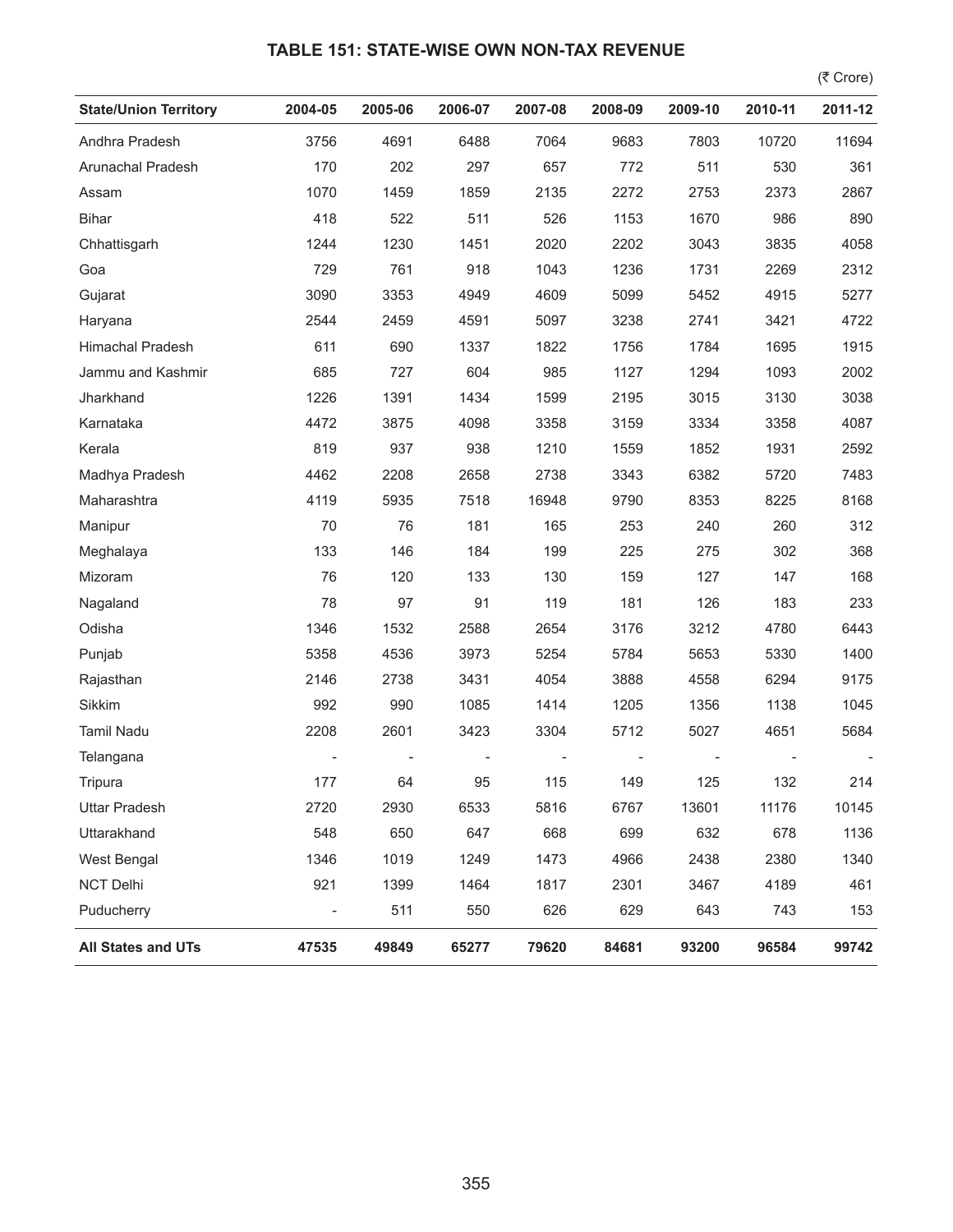## TABLE 151: STATE-WISE OWN NON-TAX REVENUE

(₹ Crore)

| State/Union Territory | 2004-05 | 2005-06 | 2006-07 | 2007-08 | 2008-09 | 2009-10 | 2010-11 | 2011-12 |
|---|---|---|---|---|---|---|---|---|
| Andhra Pradesh | 3756 | 4691 | 6488 | 7064 | 9683 | 7803 | 10720 | 11694 |
| Arunachal Pradesh | 170 | 202 | 297 | 657 | 772 | 511 | 530 | 361 |
| Assam | 1070 | 1459 | 1859 | 2135 | 2272 | 2753 | 2373 | 2867 |
| Bihar | 418 | 522 | 511 | 526 | 1153 | 1670 | 986 | 890 |
| Chhattisgarh | 1244 | 1230 | 1451 | 2020 | 2202 | 3043 | 3835 | 4058 |
| Goa | 729 | 761 | 918 | 1043 | 1236 | 1731 | 2269 | 2312 |
| Gujarat | 3090 | 3353 | 4949 | 4609 | 5099 | 5452 | 4915 | 5277 |
| Haryana | 2544 | 2459 | 4591 | 5097 | 3238 | 2741 | 3421 | 4722 |
| Himachal Pradesh | 611 | 690 | 1337 | 1822 | 1756 | 1784 | 1695 | 1915 |
| Jammu and Kashmir | 685 | 727 | 604 | 985 | 1127 | 1294 | 1093 | 2002 |
| Jharkhand | 1226 | 1391 | 1434 | 1599 | 2195 | 3015 | 3130 | 3038 |
| Karnataka | 4472 | 3875 | 4098 | 3358 | 3159 | 3334 | 3358 | 4087 |
| Kerala | 819 | 937 | 938 | 1210 | 1559 | 1852 | 1931 | 2592 |
| Madhya Pradesh | 4462 | 2208 | 2658 | 2738 | 3343 | 6382 | 5720 | 7483 |
| Maharashtra | 4119 | 5935 | 7518 | 16948 | 9790 | 8353 | 8225 | 8168 |
| Manipur | 70 | 76 | 181 | 165 | 253 | 240 | 260 | 312 |
| Meghalaya | 133 | 146 | 184 | 199 | 225 | 275 | 302 | 368 |
| Mizoram | 76 | 120 | 133 | 130 | 159 | 127 | 147 | 168 |
| Nagaland | 78 | 97 | 91 | 119 | 181 | 126 | 183 | 233 |
| Odisha | 1346 | 1532 | 2588 | 2654 | 3176 | 3212 | 4780 | 6443 |
| Punjab | 5358 | 4536 | 3973 | 5254 | 5784 | 5653 | 5330 | 1400 |
| Rajasthan | 2146 | 2738 | 3431 | 4054 | 3888 | 4558 | 6294 | 9175 |
| Sikkim | 992 | 990 | 1085 | 1414 | 1205 | 1356 | 1138 | 1045 |
| Tamil Nadu | 2208 | 2601 | 3423 | 3304 | 5712 | 5027 | 4651 | 5684 |
| Telangana | - | - | - | - | - | - | - | - |
| Tripura | 177 | 64 | 95 | 115 | 149 | 125 | 132 | 214 |
| Uttar Pradesh | 2720 | 2930 | 6533 | 5816 | 6767 | 13601 | 11176 | 10145 |
| Uttarakhand | 548 | 650 | 647 | 668 | 699 | 632 | 678 | 1136 |
| West Bengal | 1346 | 1019 | 1249 | 1473 | 4966 | 2438 | 2380 | 1340 |
| NCT Delhi | 921 | 1399 | 1464 | 1817 | 2301 | 3467 | 4189 | 461 |
| Puducherry | - | 511 | 550 | 626 | 629 | 643 | 743 | 153 |
| **All States and UTs** | **47535** | **49849** | **65277** | **79620** | **84681** | **93200** | **96584** | **99742** |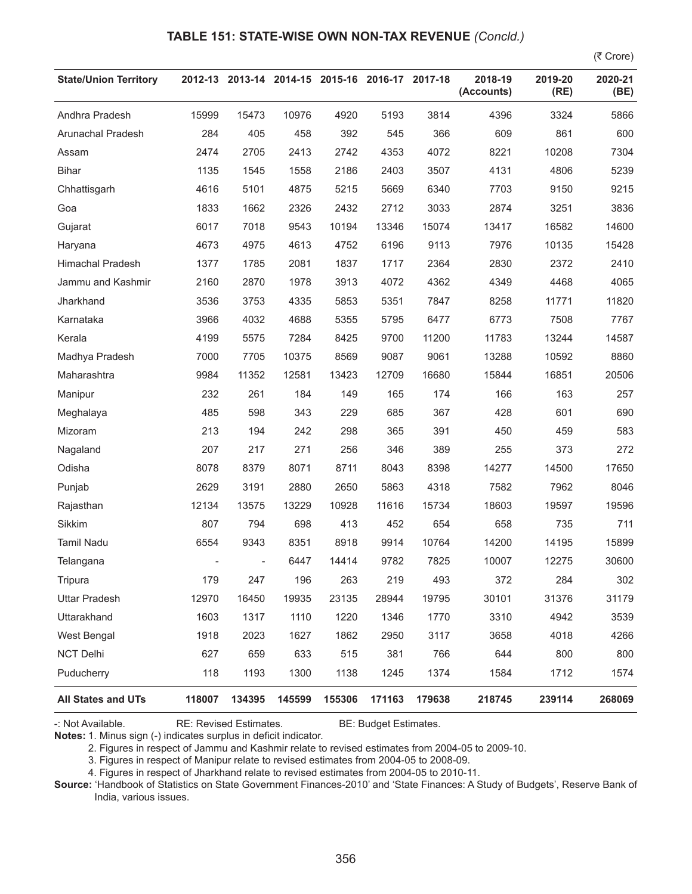## TABLE 151: STATE-WISE OWN NON-TAX REVENUE *(Concld.)*

(₹ Crore)

| State/Union Territory | 2012-13 | 2013-14 | 2014-15 | 2015-16 | 2016-17 | 2017-18 | 2018-19 (Accounts) | 2019-20 (RE) | 2020-21 (BE) |
|---|---|---|---|---|---|---|---|---|---|
| Andhra Pradesh | 15999 | 15473 | 10976 | 4920 | 5193 | 3814 | 4396 | 3324 | 5866 |
| Arunachal Pradesh | 284 | 405 | 458 | 392 | 545 | 366 | 609 | 861 | 600 |
| Assam | 2474 | 2705 | 2413 | 2742 | 4353 | 4072 | 8221 | 10208 | 7304 |
| Bihar | 1135 | 1545 | 1558 | 2186 | 2403 | 3507 | 4131 | 4806 | 5239 |
| Chhattisgarh | 4616 | 5101 | 4875 | 5215 | 5669 | 6340 | 7703 | 9150 | 9215 |
| Goa | 1833 | 1662 | 2326 | 2432 | 2712 | 3033 | 2874 | 3251 | 3836 |
| Gujarat | 6017 | 7018 | 9543 | 10194 | 13346 | 15074 | 13417 | 16582 | 14600 |
| Haryana | 4673 | 4975 | 4613 | 4752 | 6196 | 9113 | 7976 | 10135 | 15428 |
| Himachal Pradesh | 1377 | 1785 | 2081 | 1837 | 1717 | 2364 | 2830 | 2372 | 2410 |
| Jammu and Kashmir | 2160 | 2870 | 1978 | 3913 | 4072 | 4362 | 4349 | 4468 | 4065 |
| Jharkhand | 3536 | 3753 | 4335 | 5853 | 5351 | 7847 | 8258 | 11771 | 11820 |
| Karnataka | 3966 | 4032 | 4688 | 5355 | 5795 | 6477 | 6773 | 7508 | 7767 |
| Kerala | 4199 | 5575 | 7284 | 8425 | 9700 | 11200 | 11783 | 13244 | 14587 |
| Madhya Pradesh | 7000 | 7705 | 10375 | 8569 | 9087 | 9061 | 13288 | 10592 | 8860 |
| Maharashtra | 9984 | 11352 | 12581 | 13423 | 12709 | 16680 | 15844 | 16851 | 20506 |
| Manipur | 232 | 261 | 184 | 149 | 165 | 174 | 166 | 163 | 257 |
| Meghalaya | 485 | 598 | 343 | 229 | 685 | 367 | 428 | 601 | 690 |
| Mizoram | 213 | 194 | 242 | 298 | 365 | 391 | 450 | 459 | 583 |
| Nagaland | 207 | 217 | 271 | 256 | 346 | 389 | 255 | 373 | 272 |
| Odisha | 8078 | 8379 | 8071 | 8711 | 8043 | 8398 | 14277 | 14500 | 17650 |
| Punjab | 2629 | 3191 | 2880 | 2650 | 5863 | 4318 | 7582 | 7962 | 8046 |
| Rajasthan | 12134 | 13575 | 13229 | 10928 | 11616 | 15734 | 18603 | 19597 | 19596 |
| Sikkim | 807 | 794 | 698 | 413 | 452 | 654 | 658 | 735 | 711 |
| Tamil Nadu | 6554 | 9343 | 8351 | 8918 | 9914 | 10764 | 14200 | 14195 | 15899 |
| Telangana | - | - | 6447 | 14414 | 9782 | 7825 | 10007 | 12275 | 30600 |
| Tripura | 179 | 247 | 196 | 263 | 219 | 493 | 372 | 284 | 302 |
| Uttar Pradesh | 12970 | 16450 | 19935 | 23135 | 28944 | 19795 | 30101 | 31376 | 31179 |
| Uttarakhand | 1603 | 1317 | 1110 | 1220 | 1346 | 1770 | 3310 | 4942 | 3539 |
| West Bengal | 1918 | 2023 | 1627 | 1862 | 2950 | 3117 | 3658 | 4018 | 4266 |
| NCT Delhi | 627 | 659 | 633 | 515 | 381 | 766 | 644 | 800 | 800 |
| Puducherry | 118 | 1193 | 1300 | 1138 | 1245 | 1374 | 1584 | 1712 | 1574 |
| **All States and UTs** | **118007** | **134395** | **145599** | **155306** | **171163** | **179638** | **218745** | **239114** | **268069** |

-: Not Available. RE: Revised Estimates. BE: Budget Estimates.

**Notes:** 1. Minus sign (-) indicates surplus in deficit indicator.

2. Figures in respect of Jammu and Kashmir relate to revised estimates from 2004-05 to 2009-10.

3. Figures in respect of Manipur relate to revised estimates from 2004-05 to 2008-09.

4. Figures in respect of Jharkhand relate to revised estimates from 2004-05 to 2010-11.

**Source:** 'Handbook of Statistics on State Government Finances-2010' and 'State Finances: A Study of Budgets', Reserve Bank of India, various issues.